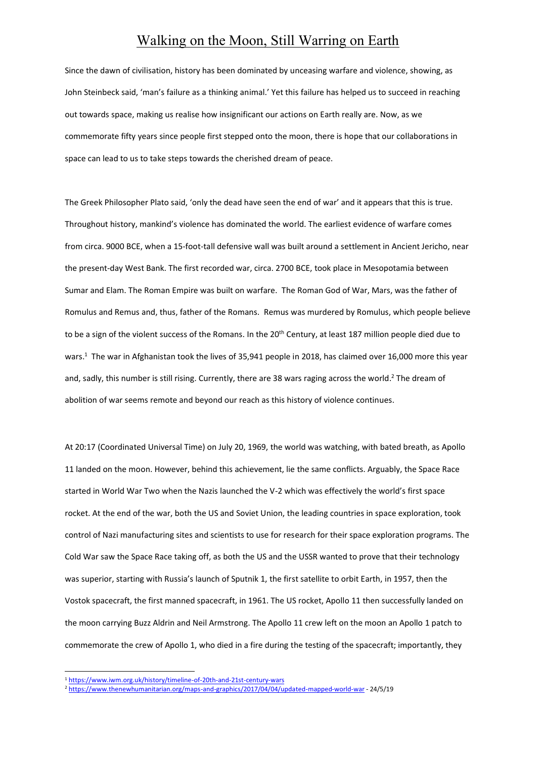# Walking on the Moon, Still Warring on Earth

Since the dawn of civilisation, history has been dominated by unceasing warfare and violence, showing, as John Steinbeck said, 'man's failure as a thinking animal.' Yet this failure has helped us to succeed in reaching out towards space, making us realise how insignificant our actions on Earth really are. Now, as we commemorate fifty years since people first stepped onto the moon, there is hope that our collaborations in space can lead to us to take steps towards the cherished dream of peace.

The Greek Philosopher Plato said, 'only the dead have seen the end of war' and it appears that this is true. Throughout history, mankind's violence has dominated the world. The earliest evidence of warfare comes from circa. 9000 BCE, when a 15-foot-tall defensive wall was built around a settlement in Ancient Jericho, near the present-day West Bank. The first recorded war, circa. 2700 BCE, took place in Mesopotamia between Sumar and Elam. The Roman Empire was built on warfare. The Roman God of War, Mars, was the father of Romulus and Remus and, thus, father of the Romans. Remus was murdered by Romulus, which people believe to be a sign of the violent success of the Romans. In the 20th Century, at least 187 million people died due to wars.[1] The war in Afghanistan took the lives of 35,941 people in 2018, has claimed over 16,000 more this year and, sadly, this number is still rising. Currently, there are 38 wars raging across the world.[2] The dream of abolition of war seems remote and beyond our reach as this history of violence continues.

At 20:17 (Coordinated Universal Time) on July 20, 1969, the world was watching, with bated breath, as Apollo 11 landed on the moon. However, behind this achievement, lie the same conflicts. Arguably, the Space Race started in World War Two when the Nazis launched the V-2 which was effectively the world's first space rocket. At the end of the war, both the US and Soviet Union, the leading countries in space exploration, took control of Nazi manufacturing sites and scientists to use for research for their space exploration programs. The Cold War saw the Space Race taking off, as both the US and the USSR wanted to prove that their technology was superior, starting with Russia's launch of Sputnik 1, the first satellite to orbit Earth, in 1957, then the Vostok spacecraft, the first manned spacecraft, in 1961. The US rocket, Apollo 11 then successfully landed on the moon carrying Buzz Aldrin and Neil Armstrong. The Apollo 11 crew left on the moon an Apollo 1 patch to commemorate the crew of Apollo 1, who died in a fire during the testing of the spacecraft; importantly, they

---

[1] https://www.iwm.org.uk/history/timeline-of-20th-and-21st-century-wars

[2] https://www.thenewhumanitarian.org/maps-and-graphics/2017/04/04/updated-mapped-world-war - 24/5/19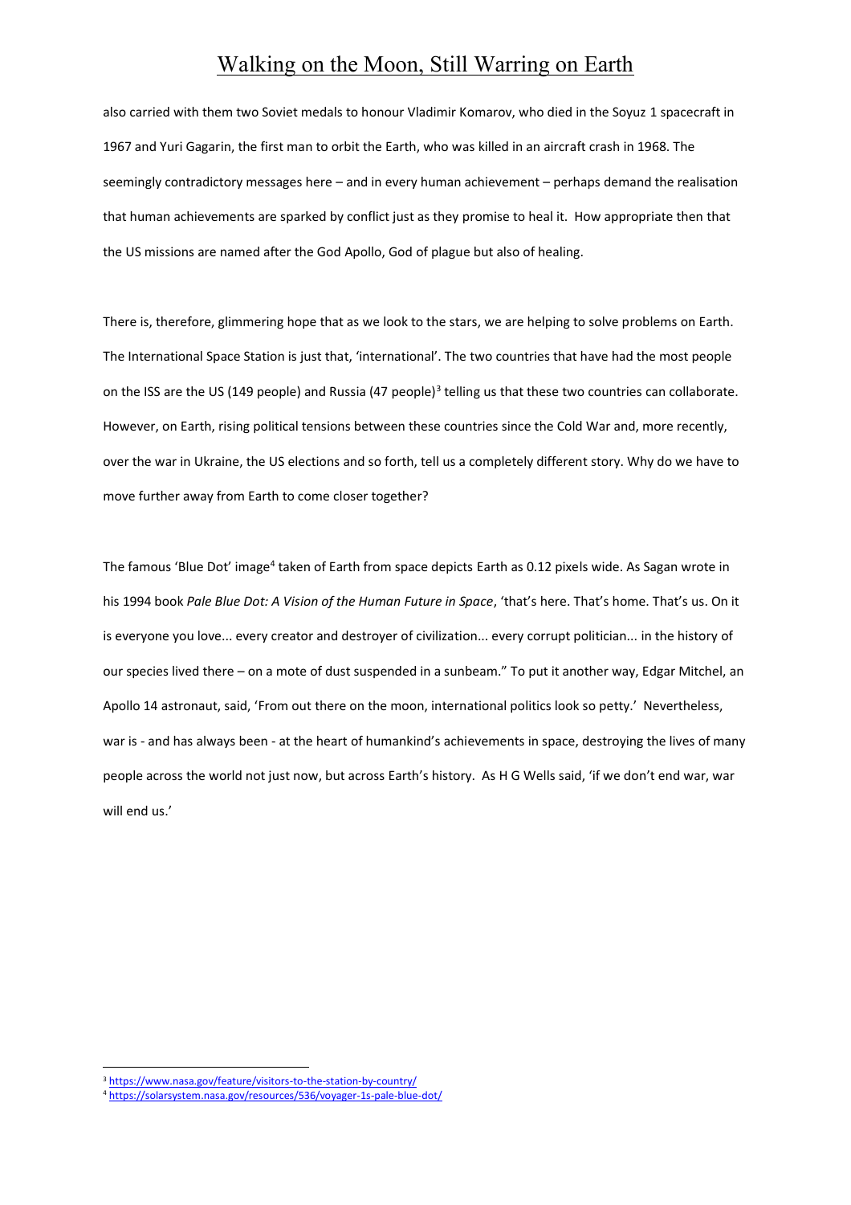also carried with them two Soviet medals to honour Vladimir Komarov, who died in the Soyuz 1 spacecraft in 1967 and Yuri Gagarin, the first man to orbit the Earth, who was killed in an aircraft crash in 1968. The seemingly contradictory messages here – and in every human achievement – perhaps demand the realisation that human achievements are sparked by conflict just as they promise to heal it. How appropriate then that the US missions are named after the God Apollo, God of plague but also of healing.

There is, therefore, glimmering hope that as we look to the stars, we are helping to solve problems on Earth. The International Space Station is just that, 'international'. The two countries that have had the most people on the ISS are the US (149 people) and Russia (47 people)[3] telling us that these two countries can collaborate. However, on Earth, rising political tensions between these countries since the Cold War and, more recently, over the war in Ukraine, the US elections and so forth, tell us a completely different story. Why do we have to move further away from Earth to come closer together?

The famous 'Blue Dot' image[4] taken of Earth from space depicts Earth as 0.12 pixels wide. As Sagan wrote in his 1994 book *Pale Blue Dot: A Vision of the Human Future in Space*, 'that's here. That's home. That's us. On it is everyone you love... every creator and destroyer of civilization... every corrupt politician... in the history of our species lived there – on a mote of dust suspended in a sunbeam." To put it another way, Edgar Mitchel, an Apollo 14 astronaut, said, 'From out there on the moon, international politics look so petty.' Nevertheless, war is - and has always been - at the heart of humankind's achievements in space, destroying the lives of many people across the world not just now, but across Earth's history. As H G Wells said, 'if we don't end war, war will end us.'

---

[3] https://www.nasa.gov/feature/visitors-to-the-station-by-country/

[4] https://solarsystem.nasa.gov/resources/536/voyager-1s-pale-blue-dot/